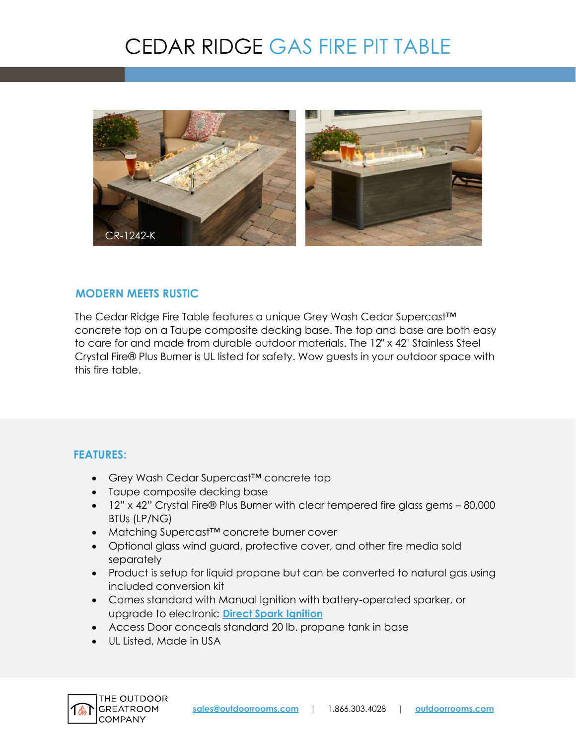# CEDAR RIDGE GAS FIRE PIT TABLE

CR-1242-K

## MODERN MEETS RUSTIC

The Cedar Ridge Fire Table features a unique Grey Wash Cedar Supercast™ concrete top on a Taupe composite decking base. The top and base are both easy to care for and made from durable outdoor materials. The 12" x 42" Stainless Steel Crystal Fire® Plus Burner is UL listed for safety. Wow guests in your outdoor space with this fire table.

## FEATURES:

- Grey Wash Cedar Supercast™ concrete top
- Taupe composite decking base
- 12" x 42" Crystal Fire® Plus Burner with clear tempered fire glass gems – 80,000 BTUs (LP/NG)
- Matching Supercast™ concrete burner cover
- Optional glass wind guard, protective cover, and other fire media sold separately
- Product is setup for liquid propane but can be converted to natural gas using included conversion kit
- Comes standard with Manual Ignition with battery-operated sparker, or upgrade to electronic **Direct Spark Ignition**
- Access Door conceals standard 20 lb. propane tank in base
- UL Listed, Made in USA

THE OUTDOOR GREATROOM COMPANY

sales@outdoorrooms.com | 1.866.303.4028 | outdoorrooms.com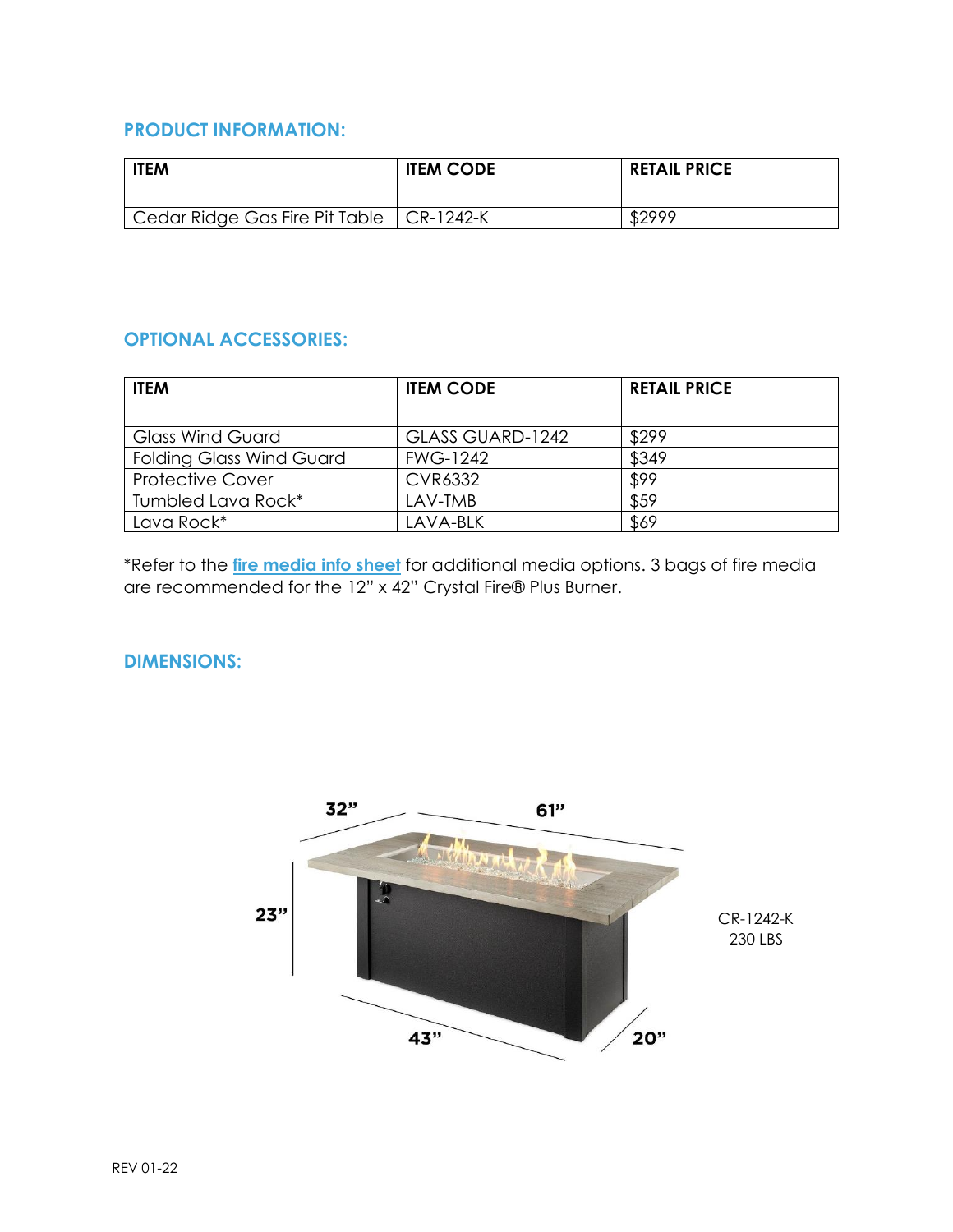## PRODUCT INFORMATION:

| ITEM | ITEM CODE | RETAIL PRICE |
|---|---|---|
| Cedar Ridge Gas Fire Pit Table | CR-1242-K | $2999 |

## OPTIONAL ACCESSORIES:

| ITEM | ITEM CODE | RETAIL PRICE |
|---|---|---|
| Glass Wind Guard | GLASS GUARD-1242 | $299 |
| Folding Glass Wind Guard | FWG-1242 | $349 |
| Protective Cover | CVR6332 | $99 |
| Tumbled Lava Rock* | LAV-TMB | $59 |
| Lava Rock* | LAVA-BLK | $69 |

*Refer to the **fire media info sheet** for additional media options. 3 bags of fire media are recommended for the 12" x 42" Crystal Fire® Plus Burner.

## DIMENSIONS:

32"

61"

23"

43"

20"

CR-1242-K
230 LBS

REV 01-22